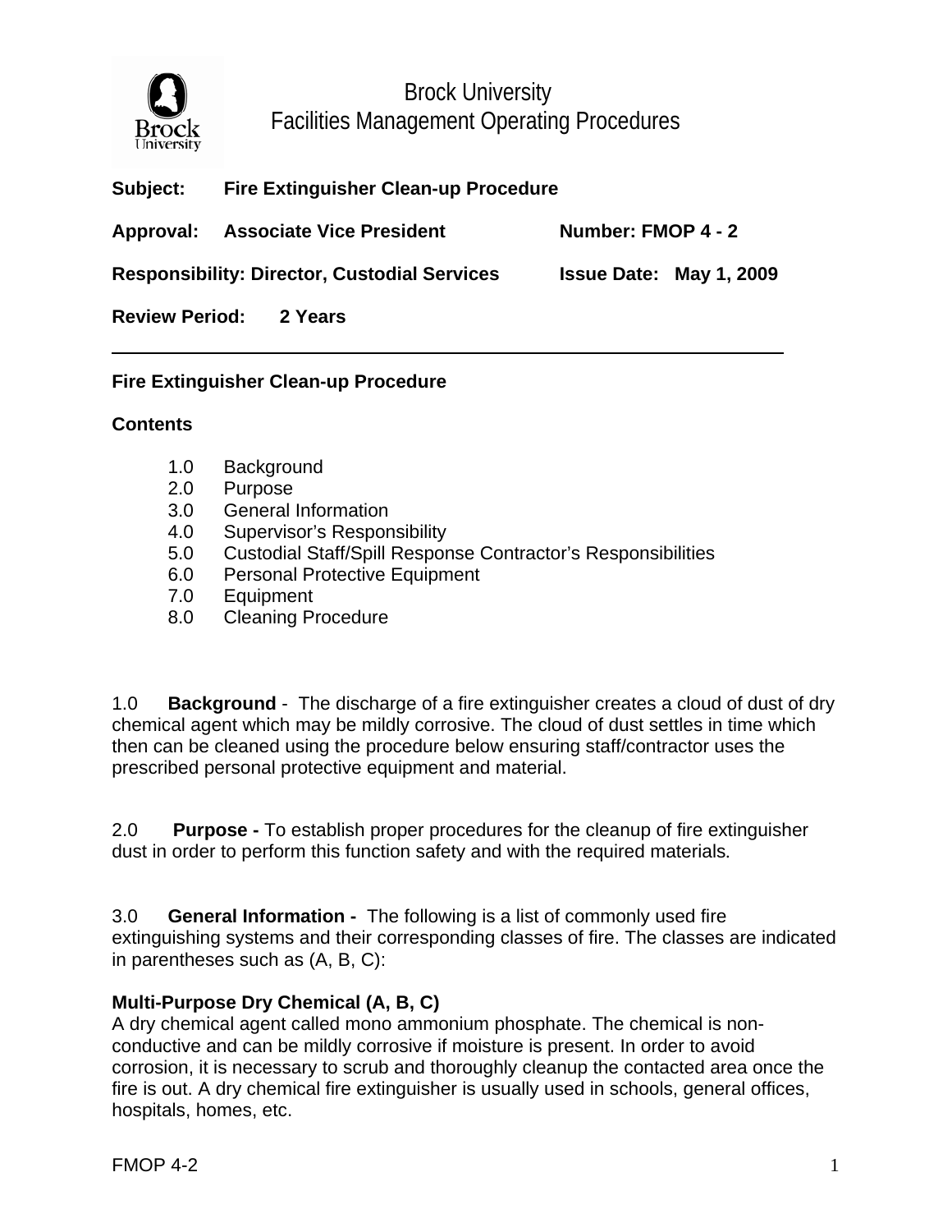# Brock University
## Facilities Management Operating Procedures

**Subject:** **Fire Extinguisher Clean-up Procedure**

**Approval:** **Associate Vice President** **Number: FMOP 4 - 2**

**Responsibility: Director, Custodial Services** **Issue Date: May 1, 2009**

**Review Period:** **2 Years**

---

**Fire Extinguisher Clean-up Procedure**

**Contents**

1.0 Background
2.0 Purpose
3.0 General Information
4.0 Supervisor's Responsibility
5.0 Custodial Staff/Spill Response Contractor's Responsibilities
6.0 Personal Protective Equipment
7.0 Equipment
8.0 Cleaning Procedure

1.0 **Background** - The discharge of a fire extinguisher creates a cloud of dust of dry chemical agent which may be mildly corrosive. The cloud of dust settles in time which then can be cleaned using the procedure below ensuring staff/contractor uses the prescribed personal protective equipment and material.

2.0 **Purpose -** To establish proper procedures for the cleanup of fire extinguisher dust in order to perform this function safety and with the required materials.

3.0 **General Information -** The following is a list of commonly used fire extinguishing systems and their corresponding classes of fire. The classes are indicated in parentheses such as (A, B, C):

**Multi-Purpose Dry Chemical (A, B, C)**
A dry chemical agent called mono ammonium phosphate. The chemical is non-conductive and can be mildly corrosive if moisture is present. In order to avoid corrosion, it is necessary to scrub and thoroughly cleanup the contacted area once the fire is out. A dry chemical fire extinguisher is usually used in schools, general offices, hospitals, homes, etc.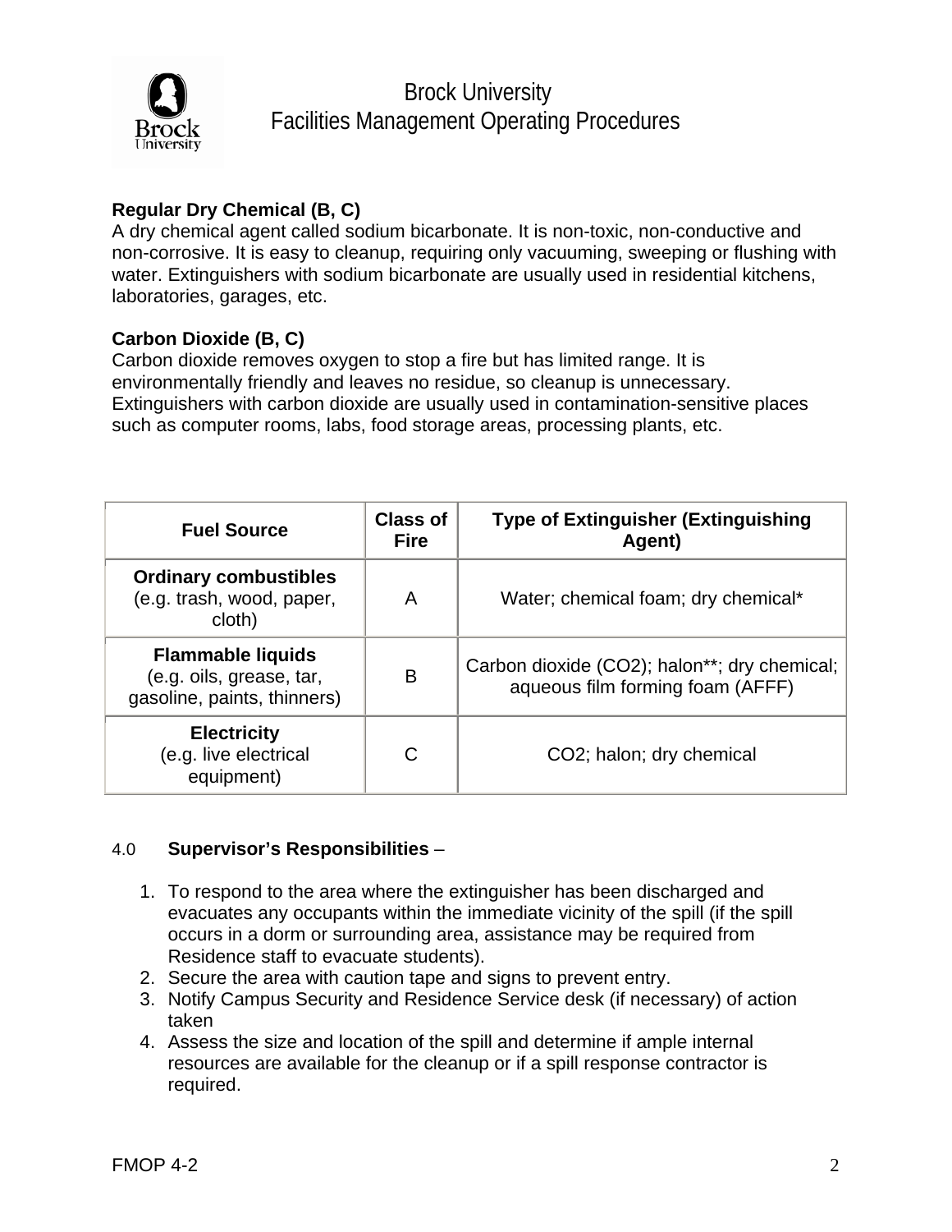**Regular Dry Chemical (B, C)**
A dry chemical agent called sodium bicarbonate. It is non-toxic, non-conductive and non-corrosive. It is easy to cleanup, requiring only vacuuming, sweeping or flushing with water. Extinguishers with sodium bicarbonate are usually used in residential kitchens, laboratories, garages, etc.

**Carbon Dioxide (B, C)**
Carbon dioxide removes oxygen to stop a fire but has limited range. It is environmentally friendly and leaves no residue, so cleanup is unnecessary. Extinguishers with carbon dioxide are usually used in contamination-sensitive places such as computer rooms, labs, food storage areas, processing plants, etc.

| Fuel Source | Class of Fire | Type of Extinguisher (Extinguishing Agent) |
|---|---|---|
| **Ordinary combustibles** (e.g. trash, wood, paper, cloth) | A | Water; chemical foam; dry chemical* |
| **Flammable liquids** (e.g. oils, grease, tar, gasoline, paints, thinners) | B | Carbon dioxide ($CO_2$); halon**; dry chemical; aqueous film forming foam (AFFF) |
| **Electricity** (e.g. live electrical equipment) | C | $CO_2$; halon; dry chemical |

## 4.0 **Supervisor's Responsibilities** –

1. To respond to the area where the extinguisher has been discharged and evacuates any occupants within the immediate vicinity of the spill (if the spill occurs in a dorm or surrounding area, assistance may be required from Residence staff to evacuate students).
2. Secure the area with caution tape and signs to prevent entry.
3. Notify Campus Security and Residence Service desk (if necessary) of action taken
4. Assess the size and location of the spill and determine if ample internal resources are available for the cleanup or if a spill response contractor is required.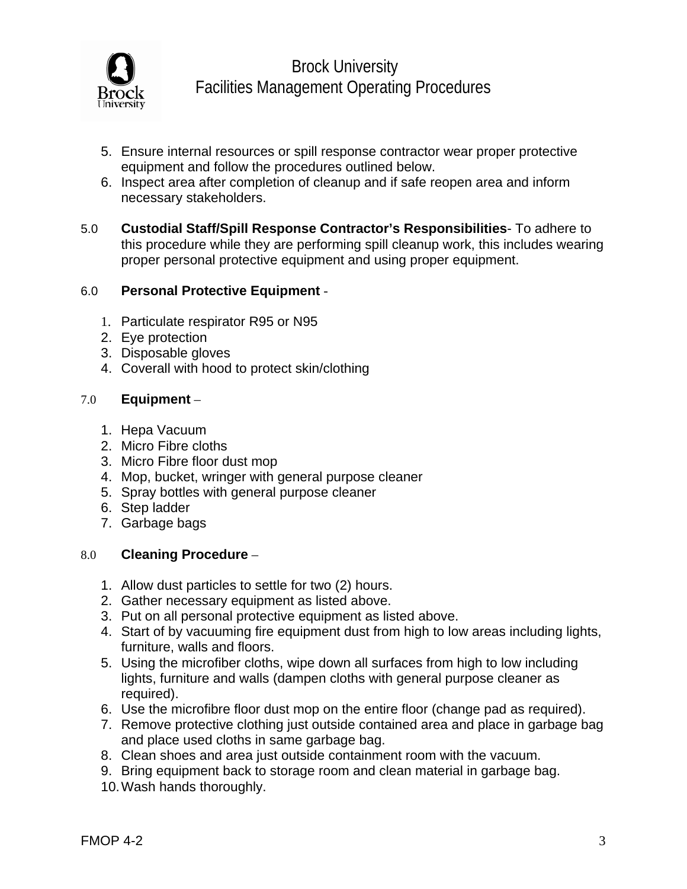5. Ensure internal resources or spill response contractor wear proper protective equipment and follow the procedures outlined below.
6. Inspect area after completion of cleanup and if safe reopen area and inform necessary stakeholders.

5.0 **Custodial Staff/Spill Response Contractor's Responsibilities**- To adhere to this procedure while they are performing spill cleanup work, this includes wearing proper personal protective equipment and using proper equipment.

6.0 **Personal Protective Equipment** -

1. Particulate respirator R95 or N95
2. Eye protection
3. Disposable gloves
4. Coverall with hood to protect skin/clothing

7.0 **Equipment** –

1. Hepa Vacuum
2. Micro Fibre cloths
3. Micro Fibre floor dust mop
4. Mop, bucket, wringer with general purpose cleaner
5. Spray bottles with general purpose cleaner
6. Step ladder
7. Garbage bags

8.0 **Cleaning Procedure** –

1. Allow dust particles to settle for two (2) hours.
2. Gather necessary equipment as listed above.
3. Put on all personal protective equipment as listed above.
4. Start of by vacuuming fire equipment dust from high to low areas including lights, furniture, walls and floors.
5. Using the microfiber cloths, wipe down all surfaces from high to low including lights, furniture and walls (dampen cloths with general purpose cleaner as required).
6. Use the microfibre floor dust mop on the entire floor (change pad as required).
7. Remove protective clothing just outside contained area and place in garbage bag and place used cloths in same garbage bag.
8. Clean shoes and area just outside containment room with the vacuum.
9. Bring equipment back to storage room and clean material in garbage bag.
10. Wash hands thoroughly.